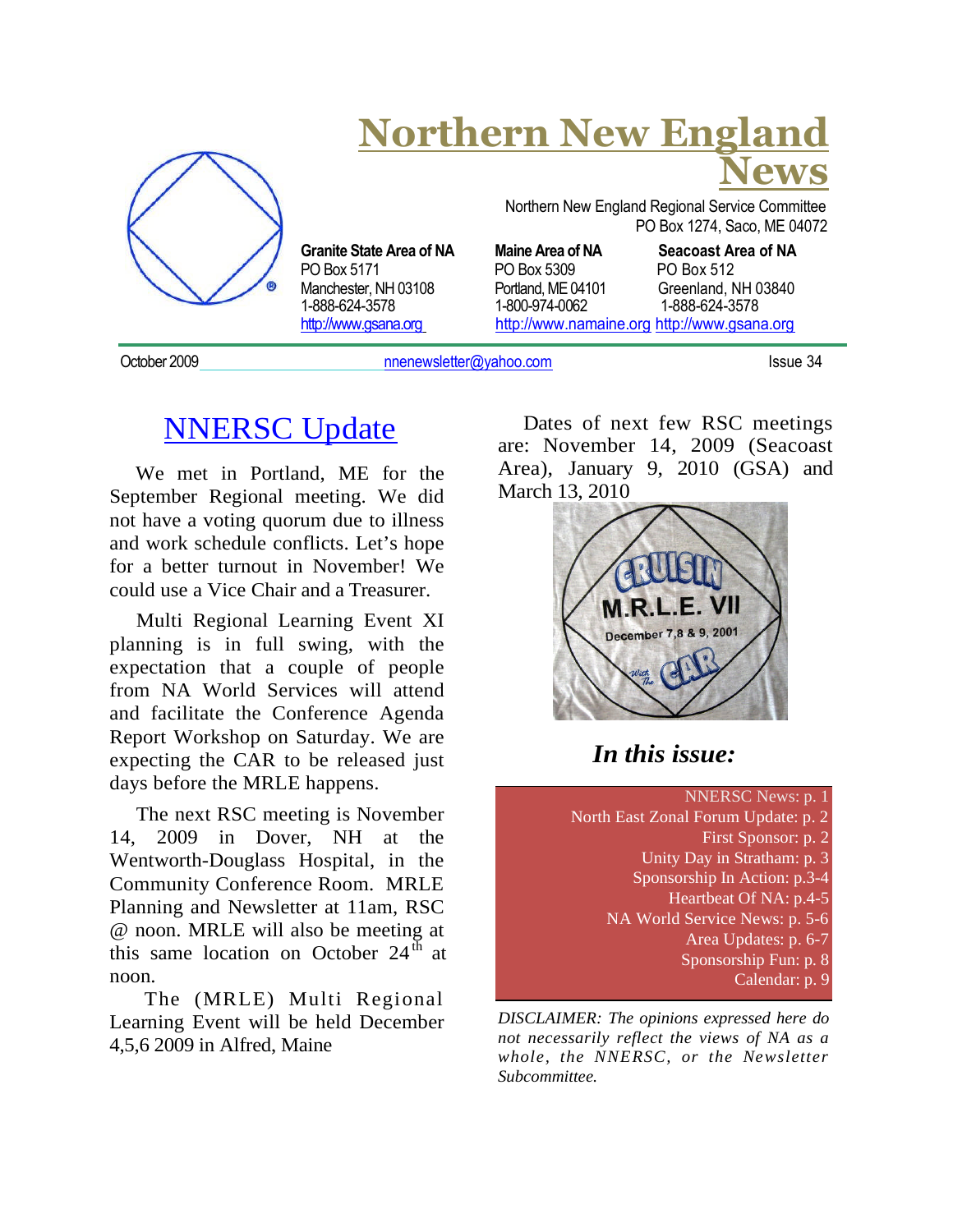# Northern New England News

Northern New England Regional Service Committee
PO Box 1274, Saco, ME 04072

**Granite State Area of NA**
PO Box 5171
Manchester, NH 03108
1-888-624-3578
http://www.gsana.org

**Maine Area of NA**
PO Box 5309
Portland, ME 04101
1-800-974-0062
http://www.namaine.org

**Seacoast Area of NA**
PO Box 512
Greenland, NH 03840
1-888-624-3578
http://www.gsana.org

October 2009 nnenewsletter@yahoo.com Issue 34

## NNERSC Update

We met in Portland, ME for the September Regional meeting. We did not have a voting quorum due to illness and work schedule conflicts. Let's hope for a better turnout in November! We could use a Vice Chair and a Treasurer.

Multi Regional Learning Event XI planning is in full swing, with the expectation that a couple of people from NA World Services will attend and facilitate the Conference Agenda Report Workshop on Saturday. We are expecting the CAR to be released just days before the MRLE happens.

The next RSC meeting is November 14, 2009 in Dover, NH at the Wentworth-Douglass Hospital, in the Community Conference Room. MRLE Planning and Newsletter at 11am, RSC @ noon. MRLE will also be meeting at this same location on October 24th at noon.

The (MRLE) Multi Regional Learning Event will be held December 4,5,6 2009 in Alfred, Maine

Dates of next few RSC meetings are: November 14, 2009 (Seacoast Area), January 9, 2010 (GSA) and March 13, 2010

### *In this issue:*

NNERSC News: p. 1
North East Zonal Forum Update: p. 2
First Sponsor: p. 2
Unity Day in Stratham: p. 3
Sponsorship In Action: p.3-4
Heartbeat Of NA: p.4-5
NA World Service News: p. 5-6
Area Updates: p. 6-7
Sponsorship Fun: p. 8
Calendar: p. 9

*DISCLAIMER: The opinions expressed here do not necessarily reflect the views of NA as a whole, the NNERSC, or the Newsletter Subcommittee.*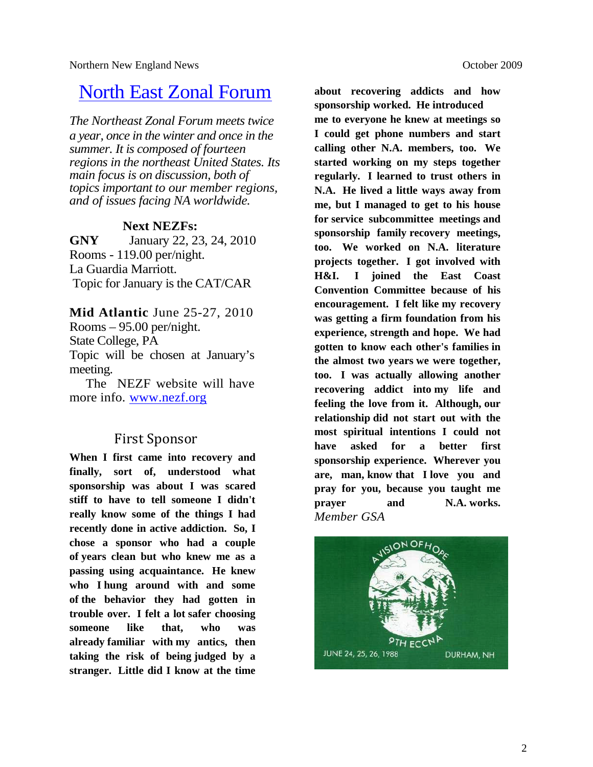## North East Zonal Forum

*The Northeast Zonal Forum meets twice a year, once in the winter and once in the summer. It is composed of fourteen regions in the northeast United States. Its main focus is on discussion, both of topics important to our member regions, and of issues facing NA worldwide.*

**Next NEZFs:**

**GNY** January 22, 23, 24, 2010
Rooms - 119.00 per/night.
La Guardia Marriott.
Topic for January is the CAT/CAR

**Mid Atlantic** June 25-27, 2010
Rooms – 95.00 per/night.
State College, PA
Topic will be chosen at January's meeting.

The NEZF website will have more info. www.nezf.org

## First Sponsor

**When I first came into recovery and finally, sort of, understood what sponsorship was about I was scared stiff to have to tell someone I didn't really know some of the things I had recently done in active addiction. So, I chose a sponsor who had a couple of years clean but who knew me as a passing using acquaintance. He knew who I hung around with and some of the behavior they had gotten in trouble over. I felt a lot safer choosing someone like that, who was already familiar with my antics, then taking the risk of being judged by a stranger. Little did I know at the time about recovering addicts and how sponsorship worked. He introduced me to everyone he knew at meetings so I could get phone numbers and start calling other N.A. members, too. We started working on my steps together regularly. I learned to trust others in N.A. He lived a little ways away from me, but I managed to get to his house for service subcommittee meetings and sponsorship family recovery meetings, too. We worked on N.A. literature projects together. I got involved with H&I. I joined the East Coast Convention Committee because of his encouragement. I felt like my recovery was getting a firm foundation from his experience, strength and hope. We had gotten to know each other's families in the almost two years we were together, too. I was actually allowing another recovering addict into my life and feeling the love from it. Although, our relationship did not start out with the most spiritual intentions I could not have asked for a better first sponsorship experience. Wherever you are, man, know that I love you and pray for you, because you taught me prayer and N.A. works.**

*Member GSA*

A VISION OF HOPE
9TH ECCNA
JUNE 24, 25, 26, 1988 DURHAM, NH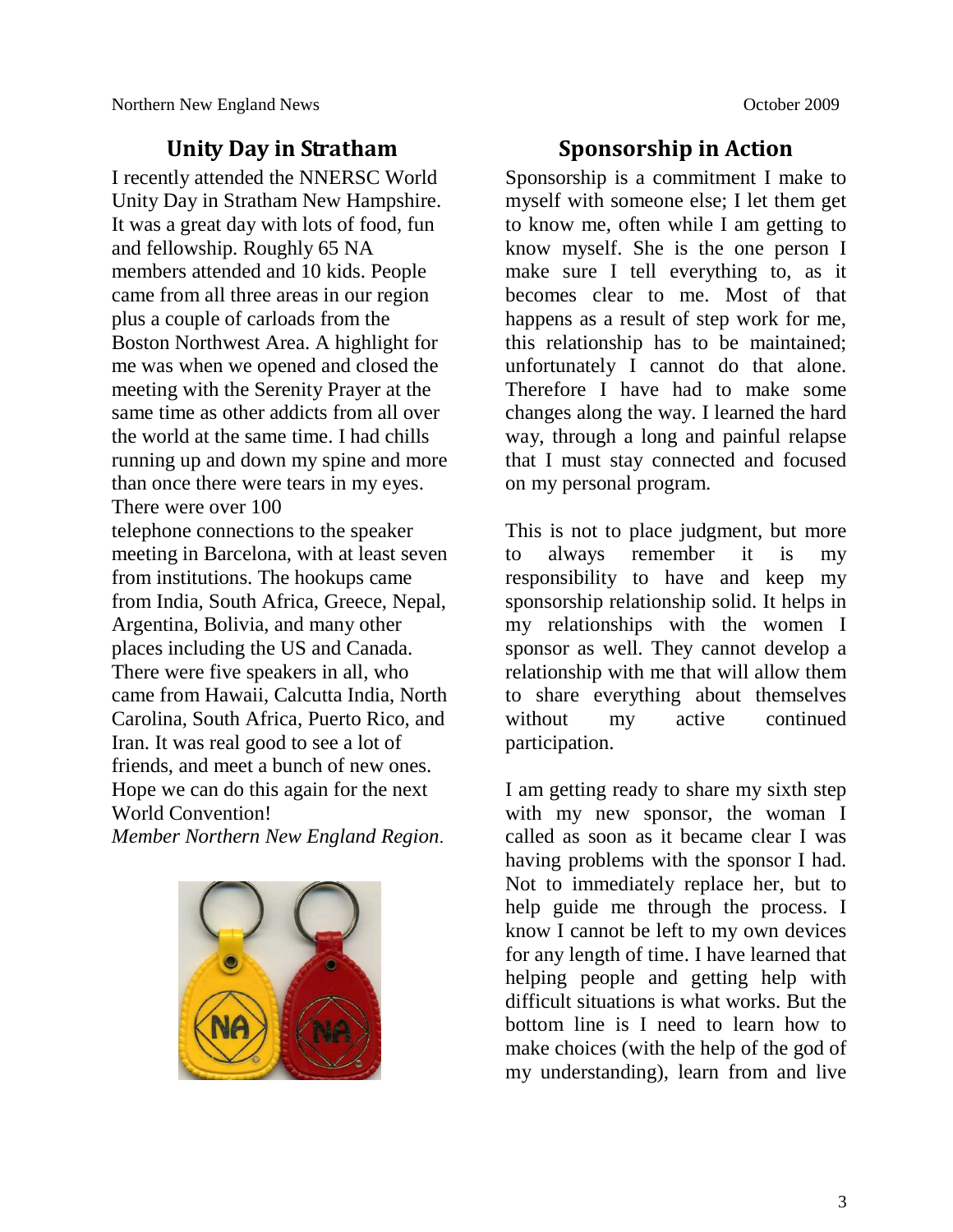## Unity Day in Stratham

I recently attended the NNERSC World Unity Day in Stratham New Hampshire. It was a great day with lots of food, fun and fellowship. Roughly 65 NA members attended and 10 kids. People came from all three areas in our region plus a couple of carloads from the Boston Northwest Area. A highlight for me was when we opened and closed the meeting with the Serenity Prayer at the same time as other addicts from all over the world at the same time. I had chills running up and down my spine and more than once there were tears in my eyes. There were over 100 telephone connections to the speaker meeting in Barcelona, with at least seven from institutions. The hookups came from India, South Africa, Greece, Nepal, Argentina, Bolivia, and many other places including the US and Canada. There were five speakers in all, who came from Hawaii, Calcutta India, North Carolina, South Africa, Puerto Rico, and Iran. It was real good to see a lot of friends, and meet a bunch of new ones. Hope we can do this again for the next World Convention!

*Member Northern New England Region.*

## Sponsorship in Action

Sponsorship is a commitment I make to myself with someone else; I let them get to know me, often while I am getting to know myself. She is the one person I make sure I tell everything to, as it becomes clear to me. Most of that happens as a result of step work for me, this relationship has to be maintained; unfortunately I cannot do that alone. Therefore I have had to make some changes along the way. I learned the hard way, through a long and painful relapse that I must stay connected and focused on my personal program.

This is not to place judgment, but more to always remember it is my responsibility to have and keep my sponsorship relationship solid. It helps in my relationships with the women I sponsor as well. They cannot develop a relationship with me that will allow them to share everything about themselves without my active continued participation.

I am getting ready to share my sixth step with my new sponsor, the woman I called as soon as it became clear I was having problems with the sponsor I had. Not to immediately replace her, but to help guide me through the process. I know I cannot be left to my own devices for any length of time. I have learned that helping people and getting help with difficult situations is what works. But the bottom line is I need to learn how to make choices (with the help of the god of my understanding), learn from and live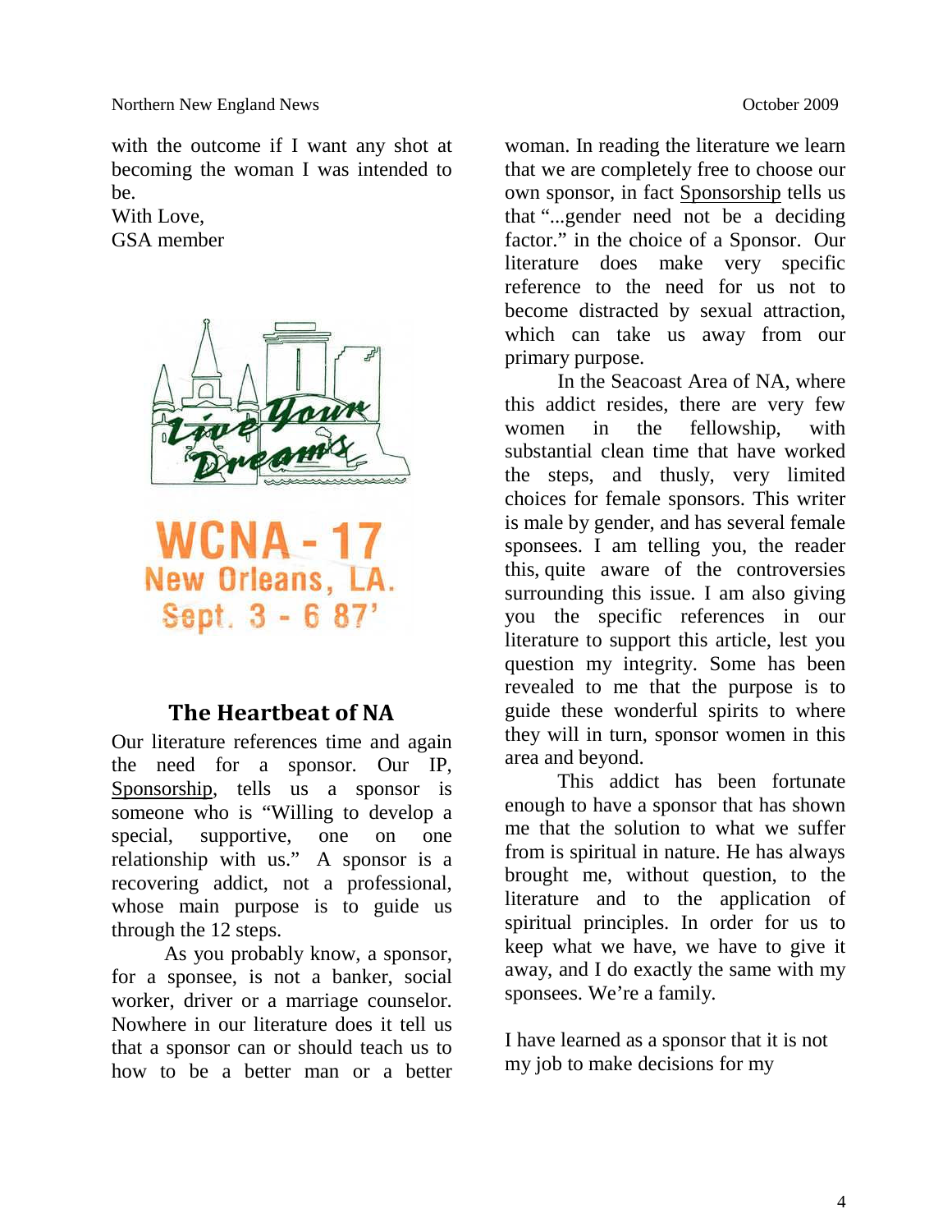with the outcome if I want any shot at becoming the woman I was intended to be.

With Love,
GSA member

Live Your Dreams

WCNA - 17
New Orleans, LA.
Sept. 3 - 6 87'

## The Heartbeat of NA

Our literature references time and again the need for a sponsor. Our IP, Sponsorship, tells us a sponsor is someone who is "Willing to develop a special, supportive, one on one relationship with us." A sponsor is a recovering addict, not a professional, whose main purpose is to guide us through the 12 steps.

As you probably know, a sponsor, for a sponsee, is not a banker, social worker, driver or a marriage counselor. Nowhere in our literature does it tell us that a sponsor can or should teach us to how to be a better man or a better woman. In reading the literature we learn that we are completely free to choose our own sponsor, in fact Sponsorship tells us that "...gender need not be a deciding factor." in the choice of a Sponsor. Our literature does make very specific reference to the need for us not to become distracted by sexual attraction, which can take us away from our primary purpose.

In the Seacoast Area of NA, where this addict resides, there are very few women in the fellowship, with substantial clean time that have worked the steps, and thusly, very limited choices for female sponsors. This writer is male by gender, and has several female sponsees. I am telling you, the reader this, quite aware of the controversies surrounding this issue. I am also giving you the specific references in our literature to support this article, lest you question my integrity. Some has been revealed to me that the purpose is to guide these wonderful spirits to where they will in turn, sponsor women in this area and beyond.

This addict has been fortunate enough to have a sponsor that has shown me that the solution to what we suffer from is spiritual in nature. He has always brought me, without question, to the literature and to the application of spiritual principles. In order for us to keep what we have, we have to give it away, and I do exactly the same with my sponsees. We're a family.

I have learned as a sponsor that it is not my job to make decisions for my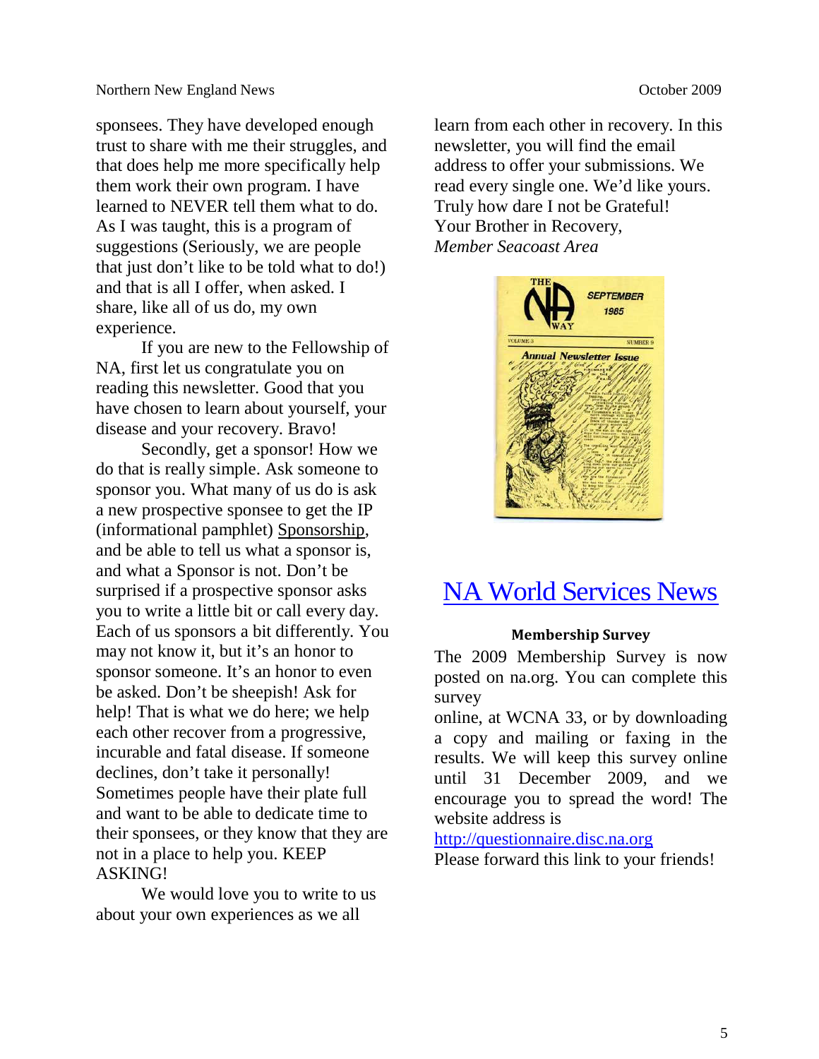sponsees. They have developed enough trust to share with me their struggles, and that does help me more specifically help them work their own program. I have learned to NEVER tell them what to do. As I was taught, this is a program of suggestions (Seriously, we are people that just don't like to be told what to do!) and that is all I offer, when asked. I share, like all of us do, my own experience.

If you are new to the Fellowship of NA, first let us congratulate you on reading this newsletter. Good that you have chosen to learn about yourself, your disease and your recovery. Bravo!

Secondly, get a sponsor! How we do that is really simple. Ask someone to sponsor you. What many of us do is ask a new prospective sponsee to get the IP (informational pamphlet) Sponsorship, and be able to tell us what a sponsor is, and what a Sponsor is not. Don't be surprised if a prospective sponsor asks you to write a little bit or call every day. Each of us sponsors a bit differently. You may not know it, but it's an honor to sponsor someone. It's an honor to even be asked. Don't be sheepish! Ask for help! That is what we do here; we help each other recover from a progressive, incurable and fatal disease. If someone declines, don't take it personally! Sometimes people have their plate full and want to be able to dedicate time to their sponsees, or they know that they are not in a place to help you. KEEP ASKING!

We would love you to write to us about your own experiences as we all learn from each other in recovery. In this newsletter, you will find the email address to offer your submissions. We read every single one. We'd like yours.

Truly how dare I not be Grateful!

Your Brother in Recovery,

*Member Seacoast Area*

# NA World Services News

**Membership Survey**

The 2009 Membership Survey is now posted on na.org. You can complete this survey online, at WCNA 33, or by downloading a copy and mailing or faxing in the results. We will keep this survey online until 31 December 2009, and we encourage you to spread the word! The website address is http://questionnaire.disc.na.org

Please forward this link to your friends!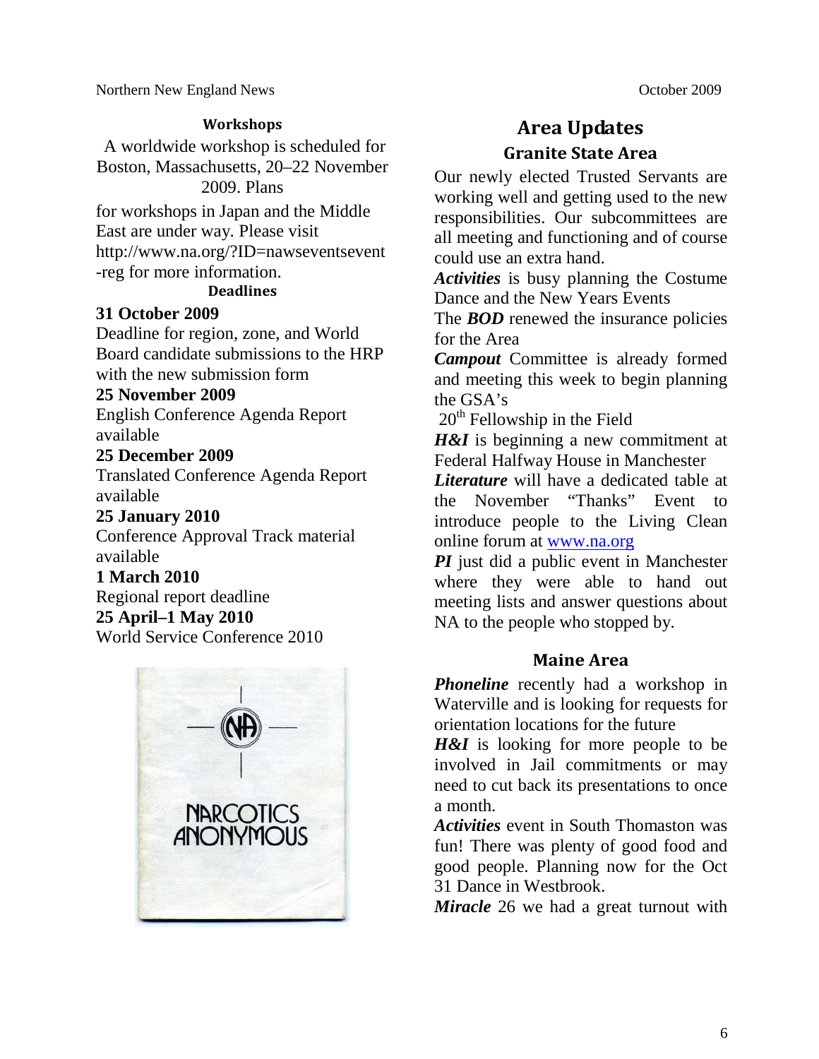### Workshops

A worldwide workshop is scheduled for Boston, Massachusetts, 20–22 November 2009. Plans for workshops in Japan and the Middle East are under way. Please visit http://www.na.org/?ID=nawseventsevent-reg for more information.

### Deadlines

**31 October 2009**
Deadline for region, zone, and World Board candidate submissions to the HRP with the new submission form

**25 November 2009**
English Conference Agenda Report available

**25 December 2009**
Translated Conference Agenda Report available

**25 January 2010**
Conference Approval Track material available

**1 March 2010**
Regional report deadline

**25 April–1 May 2010**
World Service Conference 2010

## Area Updates

### Granite State Area

Our newly elected Trusted Servants are working well and getting used to the new responsibilities. Our subcommittees are all meeting and functioning and of course could use an extra hand.

***Activities*** is busy planning the Costume Dance and the New Years Events

The ***BOD*** renewed the insurance policies for the Area

***Campout*** Committee is already formed and meeting this week to begin planning the GSA's 20th Fellowship in the Field

***H&I*** is beginning a new commitment at Federal Halfway House in Manchester

***Literature*** will have a dedicated table at the November "Thanks" Event to introduce people to the Living Clean online forum at www.na.org

***PI*** just did a public event in Manchester where they were able to hand out meeting lists and answer questions about NA to the people who stopped by.

### Maine Area

***Phoneline*** recently had a workshop in Waterville and is looking for requests for orientation locations for the future

***H&I*** is looking for more people to be involved in Jail commitments or may need to cut back its presentations to once a month.

***Activities*** event in South Thomaston was fun! There was plenty of good food and good people. Planning now for the Oct 31 Dance in Westbrook.

***Miracle*** 26 we had a great turnout with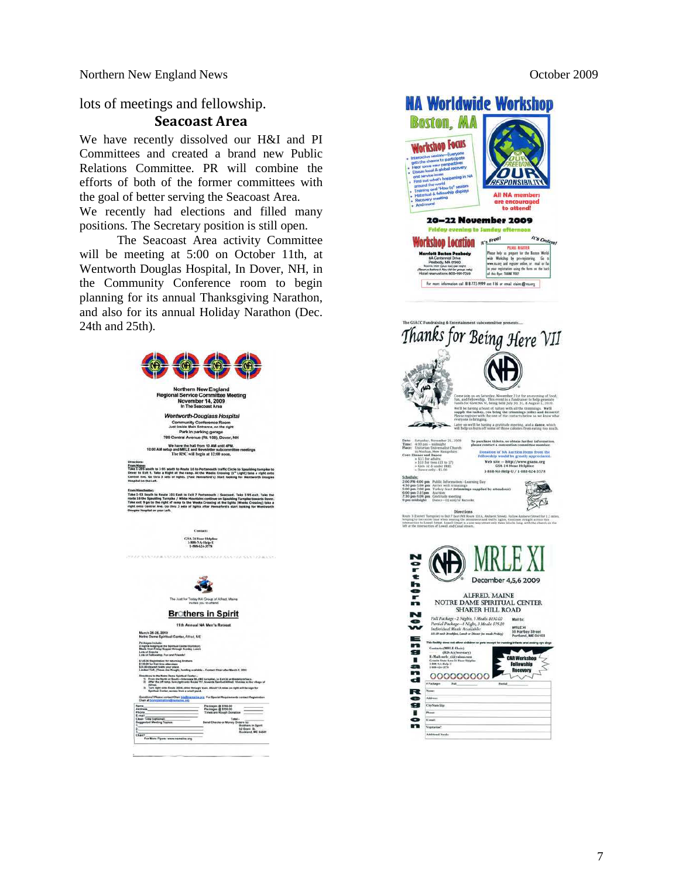lots of meetings and fellowship.

## Seacoast Area

We have recently dissolved our H&I and PI Committees and created a brand new Public Relations Committee. PR will combine the efforts of both of the former committees with the goal of better serving the Seacoast Area.

We recently had elections and filled many positions. The Secretary position is still open.

The Seacoast Area activity Committee will be meeting at 5:00 on October 11th, at Wentworth Douglas Hospital, In Dover, NH, in the Community Conference room to begin planning for its annual Thanksgiving Narathon, and also for its annual Holiday Narathon (Dec. 24th and 25th).

Northern New England
Regional Service Committee Meeting
November 14, 2009
In The Seacoast Area

Wentworth-Douglass Hospital
Community Conference Room
Just inside Main Entrance, on the right
Park in parking garage
789 Central Avenue (Rt. 108), Dover, NH

We have the hall from 10 AM until 4PM.
10:00 AM setup and MRLE and Newsletter subcommittee meetings
The RSC will begin at 12:00 noon.

Contact:
GSA 24 Hour Helpline
1-888-NA-Help-U
1-888-624-3578

The Just for Today NA Group of Alfred, Maine invites you to attend

Brothers in Spirit

11th Annual NA Men's Retreat

# NA Worldwide Workshop

## Boston, MA

**Workshop Focus**

- Interactive sessions—Everyone gets the chance to participate
- Hear some new perspectives
- Discuss local & global recovery and service issues
- Find out what's happening in NA around the world
- Training and "How to" sessions
- Historical & fellowship displays
- Recovery meeting
- And more!

All NA members are encouraged to attend!

**20–22 November 2009**
Friday evening to Sunday afternoon

**Workshop Location** — It's Free! — It's Online!

Marriott Boston Peabody
8A Centennial Drive
Peabody, MA 01960

For more information call 818-773-9999 ext 116 or email

The GSACC Fundraising & Entertainment subcommittee presents....

# Thanks for Being Here VII

# MRLE XI

December 4,5,6 2009

ALFRED, MAINE
NOTRE DAME SPIRITUAL CENTER
SHAKER HILL ROAD

Northern New England Region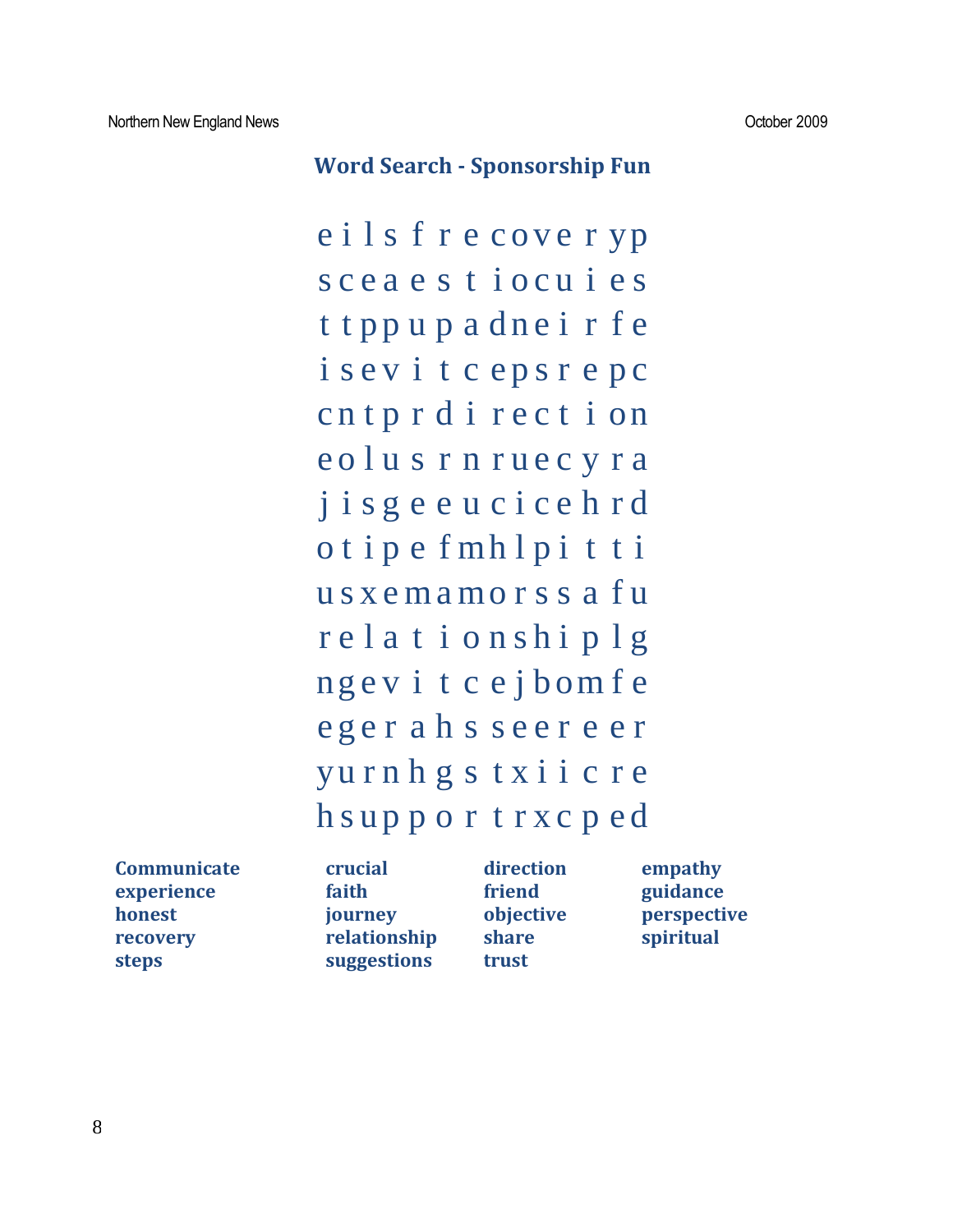## Word Search - Sponsorship Fun

```
e i l s f r e c o v e r y p
s c e a e s t i o c u i e s
t t p p u p a d n e i r f e
i s e v i t c e p s r e p c
c n t p r d i r e c t i o n
e o l u s r n r u e c y r a
j i s g e e u c i c e h r d
o t i p e f m h l p i t t i
u s x e m a m o r s s a f u
r e l a t i o n s h i p l g
n g e v i t c e j b o m f e
e g e r a h s s e e r e e r
y u r n h g s t x i i c r e
h s u p p o r t r x c p e d
```

| | | | |
|---|---|---|---|
| **Communicate** | **crucial** | **direction** | **empathy** |
| **experience** | **faith** | **friend** | **guidance** |
| **honest** | **journey** | **objective** | **perspective** |
| **recovery** | **relationship** | **share** | **spiritual** |
| **steps** | **suggestions** | **trust** | |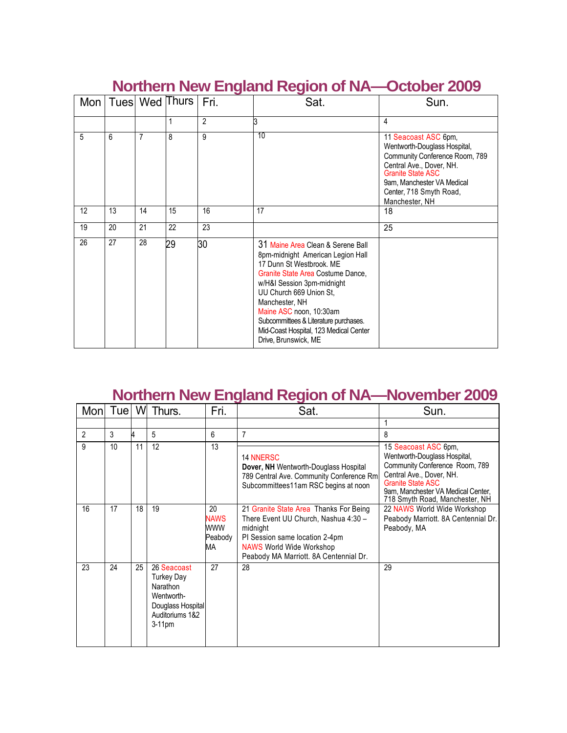# Northern New England Region of NA—October 2009

| Mon | Tues | Wed | Thurs | Fri. | Sat. | Sun. |
|---|---|---|---|---|---|---|
| | | | 1 | 2 | 3 | 4 |
| 5 | 6 | 7 | 8 | 9 | 10 | 11 Seacoast ASC 6pm, Wentworth-Douglass Hospital, Community Conference Room, 789 Central Ave., Dover, NH. Granite State ASC 9am, Manchester VA Medical Center, 718 Smyth Road, Manchester, NH |
| 12 | 13 | 14 | 15 | 16 | 17 | 18 |
| 19 | 20 | 21 | 22 | 23 | | 25 |
| 26 | 27 | 28 | 29 | 30 | 31 Maine Area Clean & Serene Ball 8pm-midnight American Legion Hall 17 Dunn St Westbrook. ME Granite State Area Costume Dance, w/H&I Session 3pm-midnight UU Church 669 Union St, Manchester, NH Maine ASC noon, 10:30am Subcommittees & Literature purchases. Mid-Coast Hospital, 123 Medical Center Drive, Brunswick, ME | |

# Northern New England Region of NA—November 2009

| Mon | Tue | W | Thurs. | Fri. | Sat. | Sun. |
|---|---|---|---|---|---|---|
| | | | | | | 1 |
| 2 | 3 | 4 | 5 | 6 | 7 | 8 |
| 9 | 10 | 11 | 12 | 13 | 14 NNERSC **Dover, NH** Wentworth-Douglass Hospital 789 Central Ave. Community Conference Rm Subcommittees11am RSC begins at noon | 15 Seacoast ASC 6pm, Wentworth-Douglass Hospital, Community Conference Room, 789 Central Ave., Dover, NH. Granite State ASC 9am, Manchester VA Medical Center, 718 Smyth Road, Manchester, NH |
| 16 | 17 | 18 | 19 | 20 NAWS WWW Peabody MA | 21 Granite State Area Thanks For Being There Event UU Church, Nashua 4:30 – midnight PI Session same location 2-4pm NAWS World Wide Workshop Peabody MA Marriott. 8A Centennial Dr. | 22 NAWS World Wide Workshop Peabody Marriott. 8A Centennial Dr. Peabody, MA |
| 23 | 24 | 25 | 26 Seacoast Turkey Day Narathon Wentworth-Douglass Hospital Auditoriums 1&2 3-11pm | 27 | 28 | 29 |